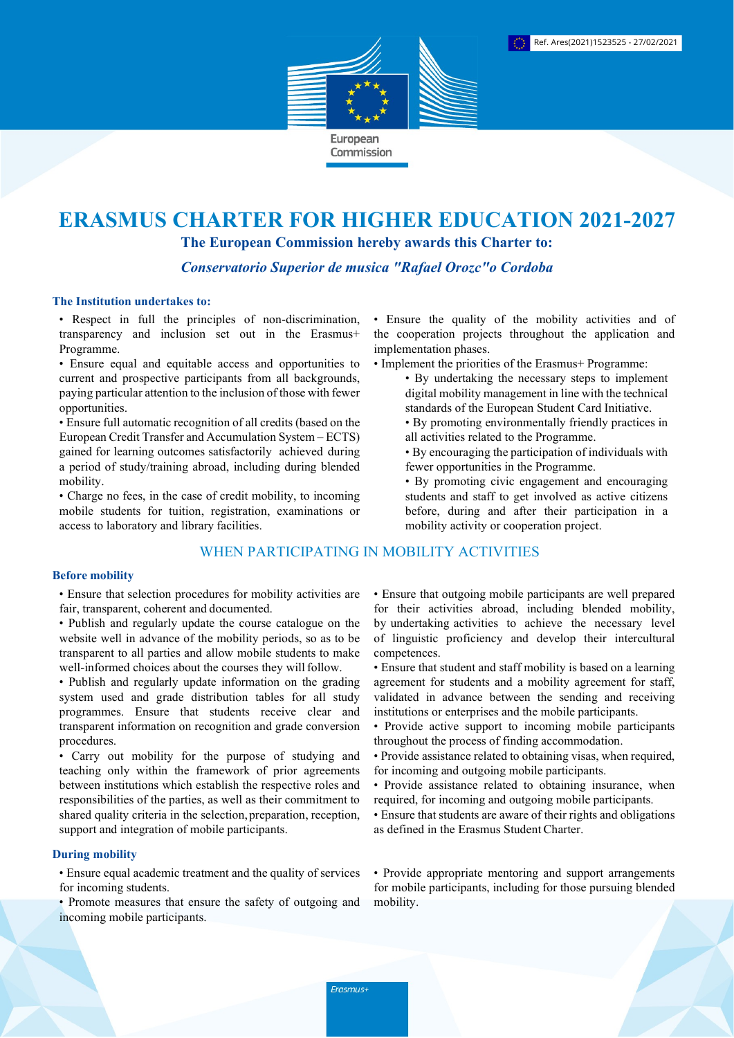Ref. Ares(2021)1523525 - 27/02/2021

European Commission

# ERASMUS CHARTER FOR HIGHER EDUCATION 2021-2027

**The European Commission hereby awards this Charter to:**

***Conservatorio Superior de musica "Rafael Orozc"o Cordoba***

### The Institution undertakes to:

- Respect in full the principles of non-discrimination, transparency and inclusion set out in the Erasmus+ Programme.
- Ensure equal and equitable access and opportunities to current and prospective participants from all backgrounds, paying particular attention to the inclusion of those with fewer opportunities.
- Ensure full automatic recognition of all credits (based on the European Credit Transfer and Accumulation System – ECTS) gained for learning outcomes satisfactorily achieved during a period of study/training abroad, including during blended mobility.
- Charge no fees, in the case of credit mobility, to incoming mobile students for tuition, registration, examinations or access to laboratory and library facilities.
- Ensure the quality of the mobility activities and of the cooperation projects throughout the application and implementation phases.
- Implement the priorities of the Erasmus+ Programme:
  - By undertaking the necessary steps to implement digital mobility management in line with the technical standards of the European Student Card Initiative.
  - By promoting environmentally friendly practices in all activities related to the Programme.
  - By encouraging the participation of individuals with fewer opportunities in the Programme.
  - By promoting civic engagement and encouraging students and staff to get involved as active citizens before, during and after their participation in a mobility activity or cooperation project.

## WHEN PARTICIPATING IN MOBILITY ACTIVITIES

### Before mobility

- Ensure that selection procedures for mobility activities are fair, transparent, coherent and documented.
- Publish and regularly update the course catalogue on the website well in advance of the mobility periods, so as to be transparent to all parties and allow mobile students to make well-informed choices about the courses they will follow.
- Publish and regularly update information on the grading system used and grade distribution tables for all study programmes. Ensure that students receive clear and transparent information on recognition and grade conversion procedures.
- Carry out mobility for the purpose of studying and teaching only within the framework of prior agreements between institutions which establish the respective roles and responsibilities of the parties, as well as their commitment to shared quality criteria in the selection, preparation, reception, support and integration of mobile participants.
- Ensure that outgoing mobile participants are well prepared for their activities abroad, including blended mobility, by undertaking activities to achieve the necessary level of linguistic proficiency and develop their intercultural competences.
- Ensure that student and staff mobility is based on a learning agreement for students and a mobility agreement for staff, validated in advance between the sending and receiving institutions or enterprises and the mobile participants.
- Provide active support to incoming mobile participants throughout the process of finding accommodation.
- Provide assistance related to obtaining visas, when required, for incoming and outgoing mobile participants.
- Provide assistance related to obtaining insurance, when required, for incoming and outgoing mobile participants.
- Ensure that students are aware of their rights and obligations as defined in the Erasmus Student Charter.

### During mobility

- Ensure equal academic treatment and the quality of services for incoming students.
- Promote measures that ensure the safety of outgoing and incoming mobile participants.
- Provide appropriate mentoring and support arrangements for mobile participants, including for those pursuing blended mobility.

Erasmus+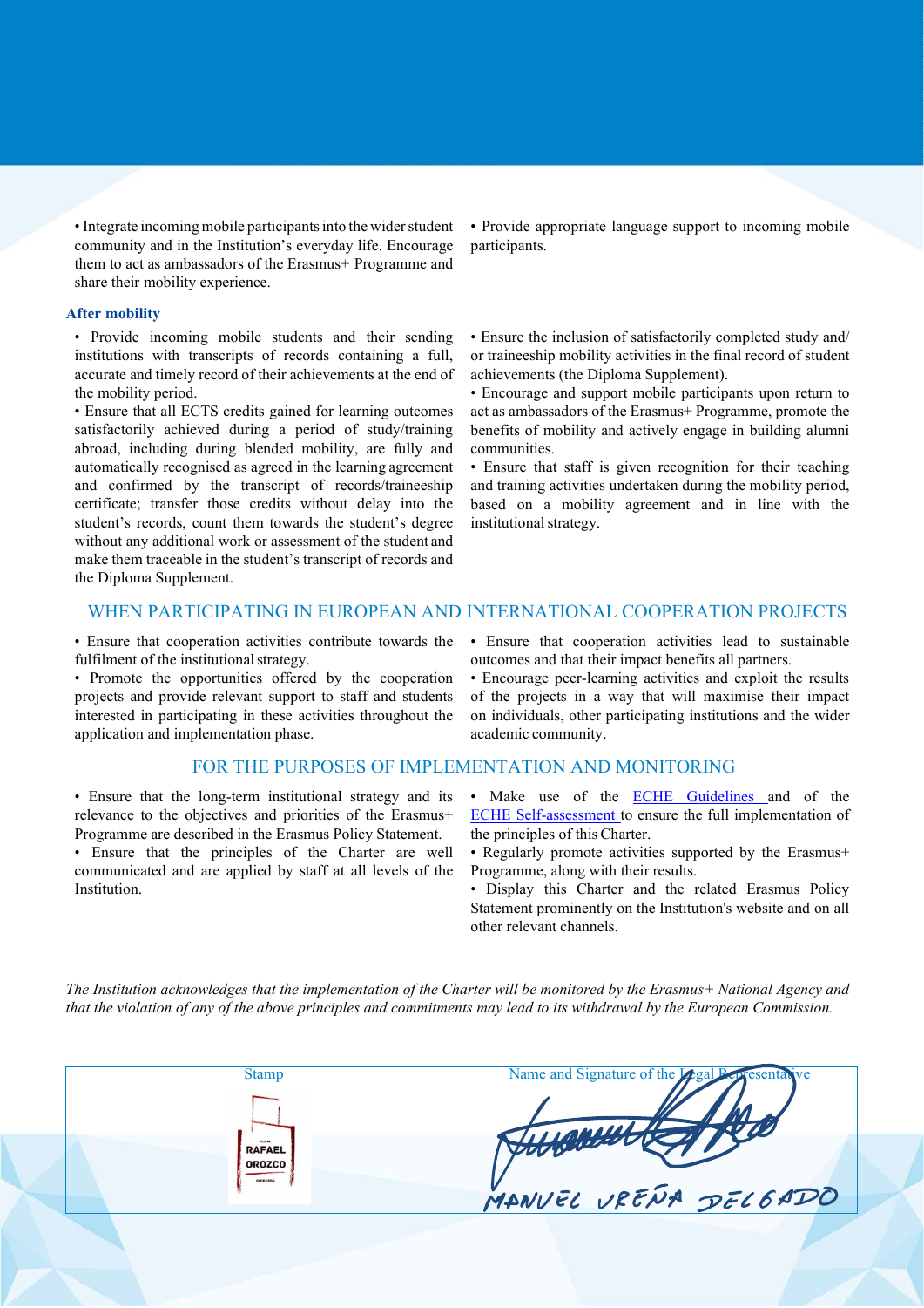- Integrate incoming mobile participants into the wider student community and in the Institution's everyday life. Encourage them to act as ambassadors of the Erasmus+ Programme and share their mobility experience.
- Provide appropriate language support to incoming mobile participants.

### After mobility

- Provide incoming mobile students and their sending institutions with transcripts of records containing a full, accurate and timely record of their achievements at the end of the mobility period.
- Ensure that all ECTS credits gained for learning outcomes satisfactorily achieved during a period of study/training abroad, including during blended mobility, are fully and automatically recognised as agreed in the learning agreement and confirmed by the transcript of records/traineeship certificate; transfer those credits without delay into the student's records, count them towards the student's degree without any additional work or assessment of the student and make them traceable in the student's transcript of records and the Diploma Supplement.
- Ensure the inclusion of satisfactorily completed study and/or traineeship mobility activities in the final record of student achievements (the Diploma Supplement).
- Encourage and support mobile participants upon return to act as ambassadors of the Erasmus+ Programme, promote the benefits of mobility and actively engage in building alumni communities.
- Ensure that staff is given recognition for their teaching and training activities undertaken during the mobility period, based on a mobility agreement and in line with the institutional strategy.

## WHEN PARTICIPATING IN EUROPEAN AND INTERNATIONAL COOPERATION PROJECTS

- Ensure that cooperation activities contribute towards the fulfilment of the institutional strategy.
- Promote the opportunities offered by the cooperation projects and provide relevant support to staff and students interested in participating in these activities throughout the application and implementation phase.
- Ensure that cooperation activities lead to sustainable outcomes and that their impact benefits all partners.
- Encourage peer-learning activities and exploit the results of the projects in a way that will maximise their impact on individuals, other participating institutions and the wider academic community.

## FOR THE PURPOSES OF IMPLEMENTATION AND MONITORING

- Ensure that the long-term institutional strategy and its relevance to the objectives and priorities of the Erasmus+ Programme are described in the Erasmus Policy Statement.
- Ensure that the principles of the Charter are well communicated and are applied by staff at all levels of the Institution.
- Make use of the ECHE Guidelines and of the ECHE Self-assessment to ensure the full implementation of the principles of this Charter.
- Regularly promote activities supported by the Erasmus+ Programme, along with their results.
- Display this Charter and the related Erasmus Policy Statement prominently on the Institution's website and on all other relevant channels.

*The Institution acknowledges that the implementation of the Charter will be monitored by the Erasmus+ National Agency and that the violation of any of the above principles and commitments may lead to its withdrawal by the European Commission.*

| Stamp | Name and Signature of the Legal Representative |
| --- | --- |
| C.P.M. RAFAEL OROZCO CÓRDOBA | MANUEL UREÑA DELGADO |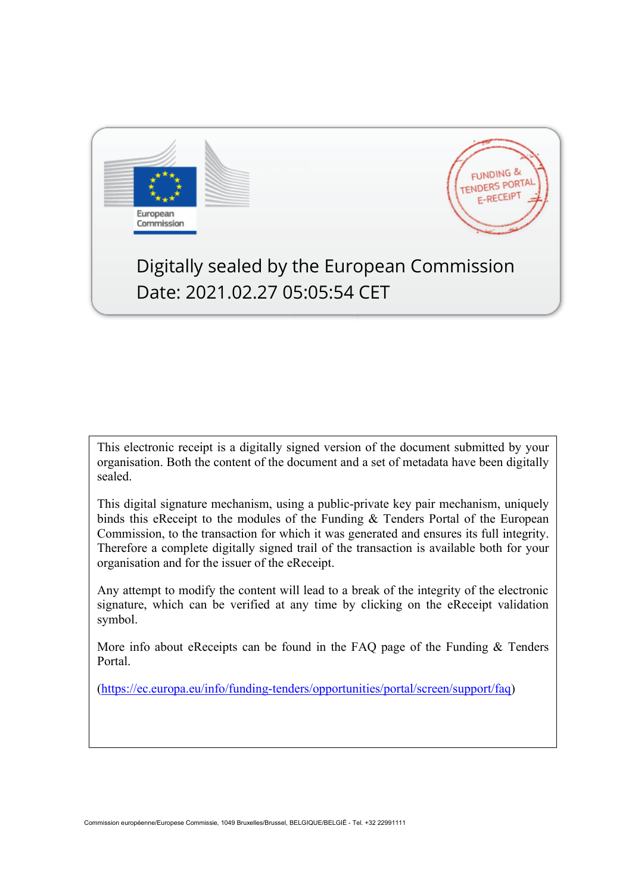European Commission

FUNDING & TENDERS PORTAL E-RECEIPT

Digitally sealed by the European Commission
Date: 2021.02.27 05:05:54 CET

This electronic receipt is a digitally signed version of the document submitted by your organisation. Both the content of the document and a set of metadata have been digitally sealed.

This digital signature mechanism, using a public-private key pair mechanism, uniquely binds this eReceipt to the modules of the Funding & Tenders Portal of the European Commission, to the transaction for which it was generated and ensures its full integrity. Therefore a complete digitally signed trail of the transaction is available both for your organisation and for the issuer of the eReceipt.

Any attempt to modify the content will lead to a break of the integrity of the electronic signature, which can be verified at any time by clicking on the eReceipt validation symbol.

More info about eReceipts can be found in the FAQ page of the Funding & Tenders Portal.

(https://ec.europa.eu/info/funding-tenders/opportunities/portal/screen/support/faq)

Commission européenne/Europese Commissie, 1049 Bruxelles/Brussel, BELGIQUE/BELGIË - Tel. +32 22991111